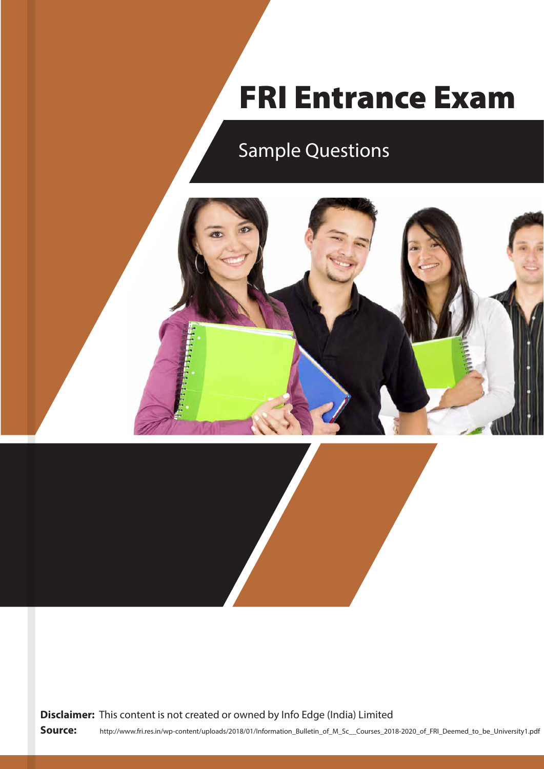# FRI Entrance Exam

## Sample Questions

**Disclaimer:** This content is not created or owned by Info Edge (India) Limited

**Source:** http://www.fri.res.in/wp-content/uploads/2018/01/Information_Bulletin_of_M_Sc__Courses_2018-2020_of_FRI_Deemed_to_be_University1.pdf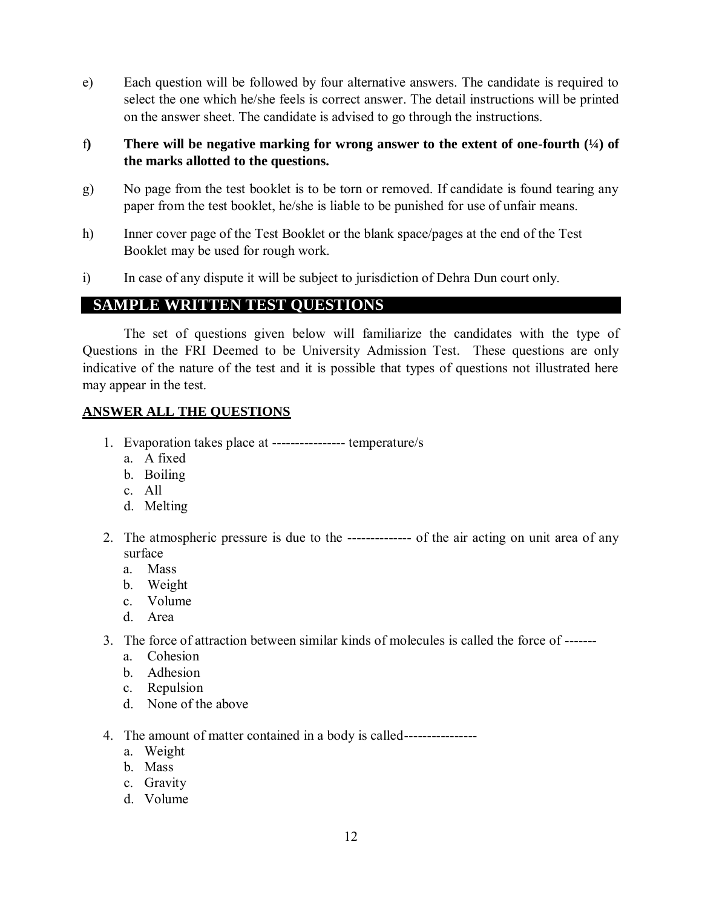e) Each question will be followed by four alternative answers. The candidate is required to select the one which he/she feels is correct answer. The detail instructions will be printed on the answer sheet. The candidate is advised to go through the instructions.

f) **There will be negative marking for wrong answer to the extent of one-fourth (¼) of the marks allotted to the questions.**

g) No page from the test booklet is to be torn or removed. If candidate is found tearing any paper from the test booklet, he/she is liable to be punished for use of unfair means.

h) Inner cover page of the Test Booklet or the blank space/pages at the end of the Test Booklet may be used for rough work.

i) In case of any dispute it will be subject to jurisdiction of Dehra Dun court only.

## SAMPLE WRITTEN TEST QUESTIONS

The set of questions given below will familiarize the candidates with the type of Questions in the FRI Deemed to be University Admission Test. These questions are only indicative of the nature of the test and it is possible that types of questions not illustrated here may appear in the test.

**ANSWER ALL THE QUESTIONS**

1. Evaporation takes place at ---------------- temperature/s
   a. A fixed
   b. Boiling
   c. All
   d. Melting

2. The atmospheric pressure is due to the -------------- of the air acting on unit area of any surface
   a. Mass
   b. Weight
   c. Volume
   d. Area

3. The force of attraction between similar kinds of molecules is called the force of -------
   a. Cohesion
   b. Adhesion
   c. Repulsion
   d. None of the above

4. The amount of matter contained in a body is called----------------
   a. Weight
   b. Mass
   c. Gravity
   d. Volume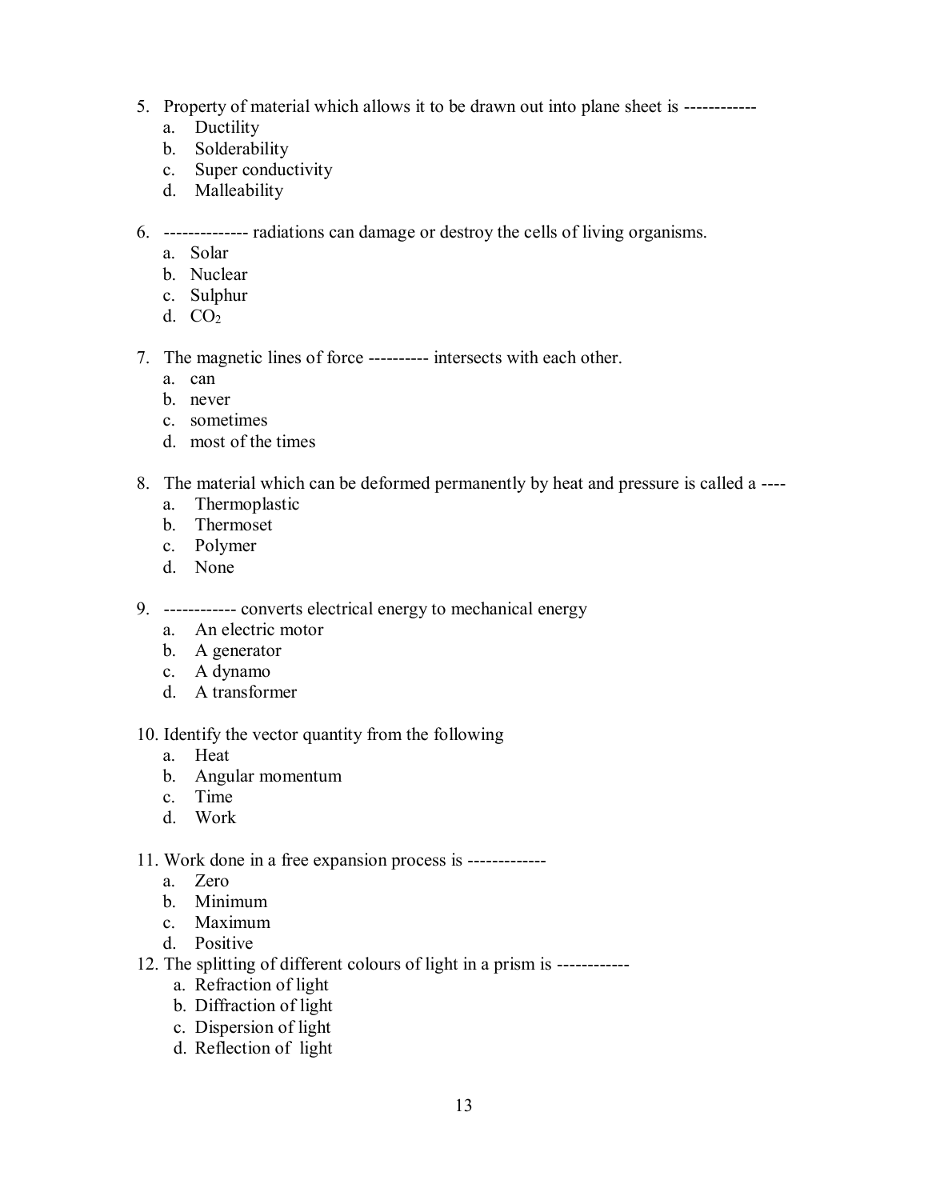5. Property of material which allows it to be drawn out into plane sheet is ------------
   a. Ductility
   b. Solderability
   c. Super conductivity
   d. Malleability

6. -------------- radiations can damage or destroy the cells of living organisms.
   a. Solar
   b. Nuclear
   c. Sulphur
   d. $CO_2$

7. The magnetic lines of force ---------- intersects with each other.
   a. can
   b. never
   c. sometimes
   d. most of the times

8. The material which can be deformed permanently by heat and pressure is called a ----
   a. Thermoplastic
   b. Thermoset
   c. Polymer
   d. None

9. ------------ converts electrical energy to mechanical energy
   a. An electric motor
   b. A generator
   c. A dynamo
   d. A transformer

10. Identify the vector quantity from the following
    a. Heat
    b. Angular momentum
    c. Time
    d. Work

11. Work done in a free expansion process is -------------
    a. Zero
    b. Minimum
    c. Maximum
    d. Positive

12. The splitting of different colours of light in a prism is ------------
    a. Refraction of light
    b. Diffraction of light
    c. Dispersion of light
    d. Reflection of light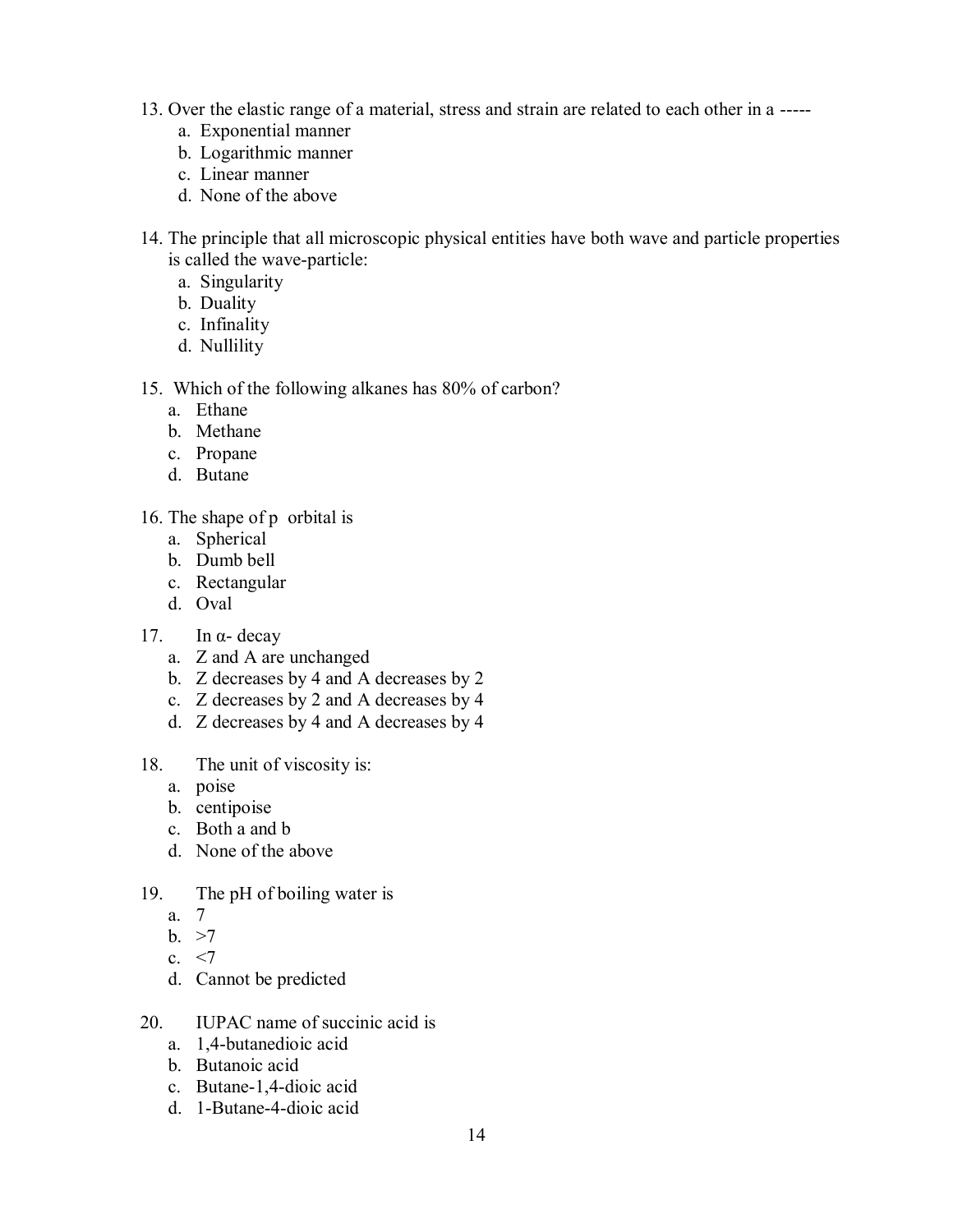13. Over the elastic range of a material, stress and strain are related to each other in a -----
    a. Exponential manner
    b. Logarithmic manner
    c. Linear manner
    d. None of the above

14. The principle that all microscopic physical entities have both wave and particle properties is called the wave-particle:
    a. Singularity
    b. Duality
    c. Infinality
    d. Nullility

15. Which of the following alkanes has 80% of carbon?
    a. Ethane
    b. Methane
    c. Propane
    d. Butane

16. The shape of p orbital is
    a. Spherical
    b. Dumb bell
    c. Rectangular
    d. Oval

17. In α- decay
    a. Z and A are unchanged
    b. Z decreases by 4 and A decreases by 2
    c. Z decreases by 2 and A decreases by 4
    d. Z decreases by 4 and A decreases by 4

18. The unit of viscosity is:
    a. poise
    b. centipoise
    c. Both a and b
    d. None of the above

19. The pH of boiling water is
    a. 7
    b. >7
    c. <7
    d. Cannot be predicted

20. IUPAC name of succinic acid is
    a. 1,4-butanedioic acid
    b. Butanoic acid
    c. Butane-1,4-dioic acid
    d. 1-Butane-4-dioic acid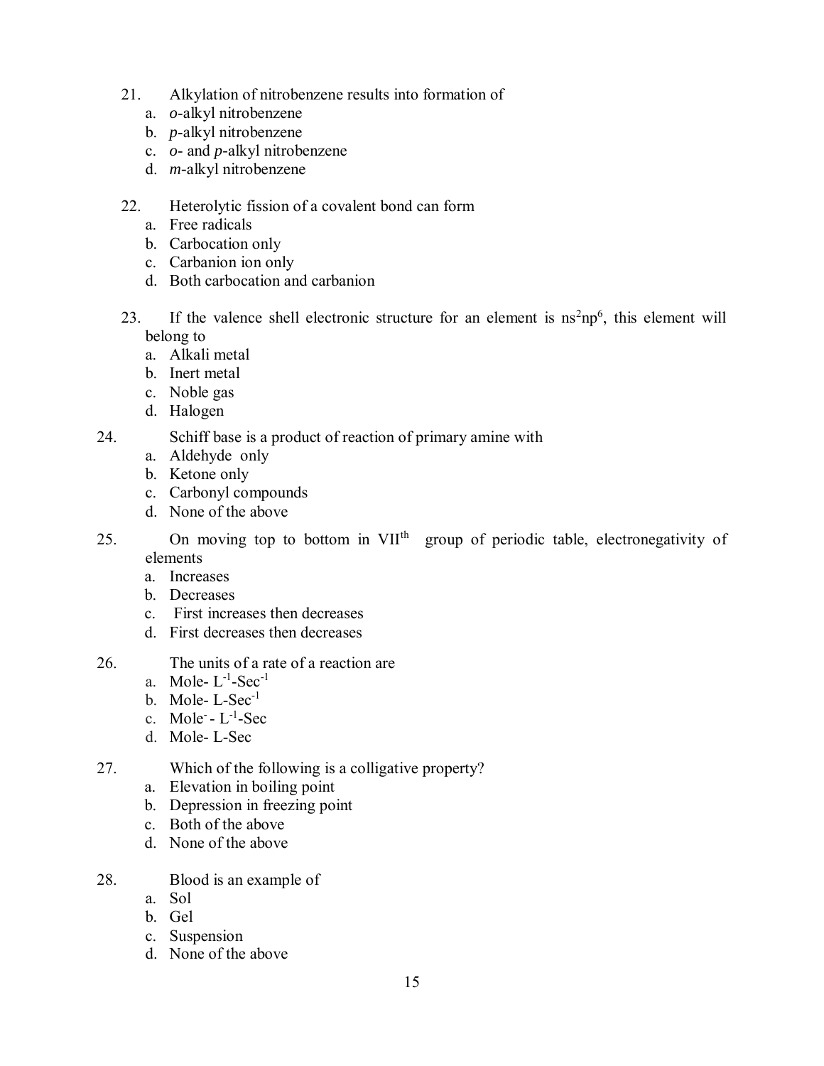21. Alkylation of nitrobenzene results into formation of
    a. *o*-alkyl nitrobenzene
    b. *p*-alkyl nitrobenzene
    c. *o*- and *p*-alkyl nitrobenzene
    d. *m*-alkyl nitrobenzene

22. Heterolytic fission of a covalent bond can form
    a. Free radicals
    b. Carbocation only
    c. Carbanion ion only
    d. Both carbocation and carbanion

23. If the valence shell electronic structure for an element is $ns^2np^6$, this element will belong to
    a. Alkali metal
    b. Inert metal
    c. Noble gas
    d. Halogen

24. Schiff base is a product of reaction of primary amine with
    a. Aldehyde only
    b. Ketone only
    c. Carbonyl compounds
    d. None of the above

25. On moving top to bottom in VII$^{th}$ group of periodic table, electronegativity of elements
    a. Increases
    b. Decreases
    c. First increases then decreases
    d. First decreases then decreases

26. The units of a rate of a reaction are
    a. Mole- $L^{-1}$-$Sec^{-1}$
    b. Mole- L-$Sec^{-1}$
    c. $Mole^{-}$ - $L^{-1}$-Sec
    d. Mole- L-Sec

27. Which of the following is a colligative property?
    a. Elevation in boiling point
    b. Depression in freezing point
    c. Both of the above
    d. None of the above

28. Blood is an example of
    a. Sol
    b. Gel
    c. Suspension
    d. None of the above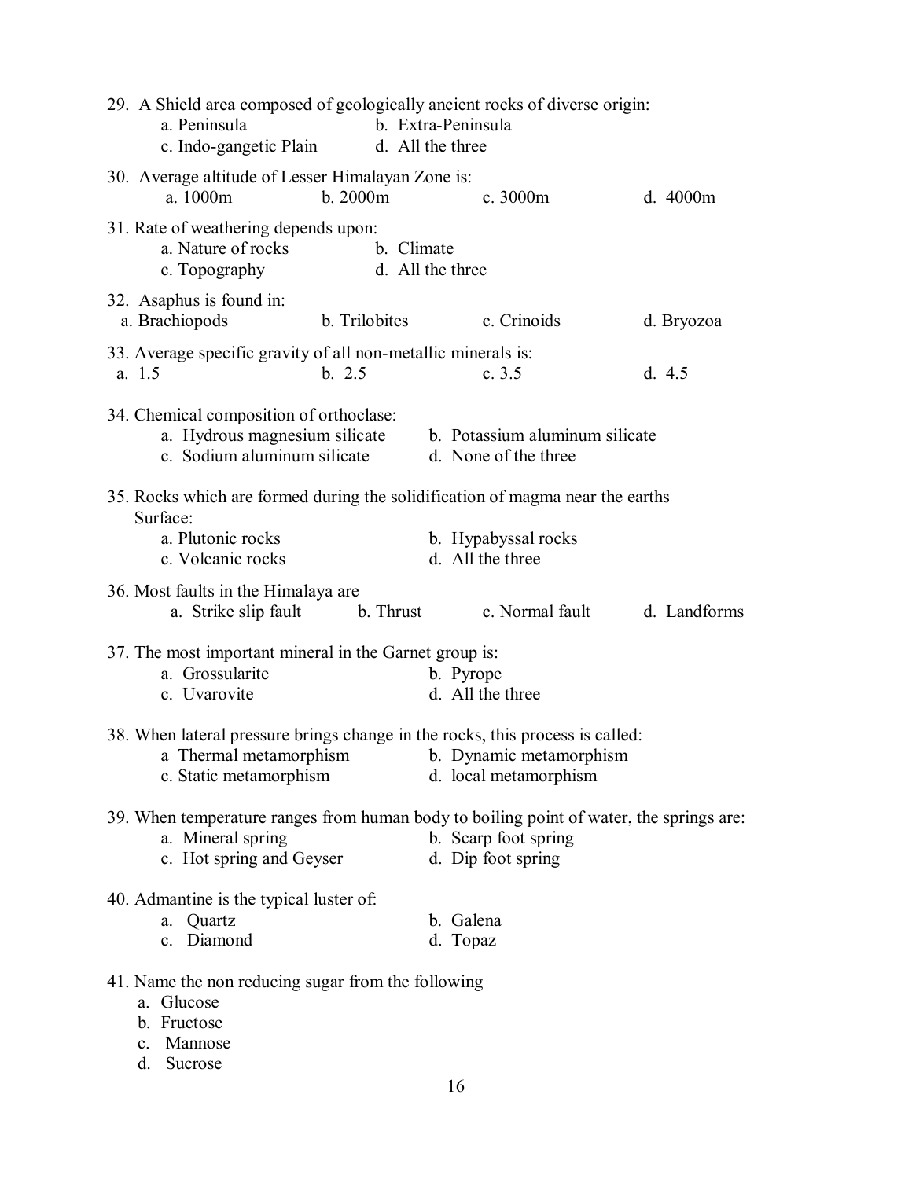29. A Shield area composed of geologically ancient rocks of diverse origin:
    a. Peninsula
    b. Extra-Peninsula
    c. Indo-gangetic Plain
    d. All the three

30. Average altitude of Lesser Himalayan Zone is:
    a. 1000m
    b. 2000m
    c. 3000m
    d. 4000m

31. Rate of weathering depends upon:
    a. Nature of rocks
    b. Climate
    c. Topography
    d. All the three

32. Asaphus is found in:
    a. Brachiopods
    b. Trilobites
    c. Crinoids
    d. Bryozoa

33. Average specific gravity of all non-metallic minerals is:
    a. 1.5
    b. 2.5
    c. 3.5
    d. 4.5

34. Chemical composition of orthoclase:
    a. Hydrous magnesium silicate
    b. Potassium aluminum silicate
    c. Sodium aluminum silicate
    d. None of the three

35. Rocks which are formed during the solidification of magma near the earths Surface:
    a. Plutonic rocks
    b. Hypabyssal rocks
    c. Volcanic rocks
    d. All the three

36. Most faults in the Himalaya are
    a. Strike slip fault
    b. Thrust
    c. Normal fault
    d. Landforms

37. The most important mineral in the Garnet group is:
    a. Grossularite
    b. Pyrope
    c. Uvarovite
    d. All the three

38. When lateral pressure brings change in the rocks, this process is called:
    a Thermal metamorphism
    b. Dynamic metamorphism
    c. Static metamorphism
    d. local metamorphism

39. When temperature ranges from human body to boiling point of water, the springs are:
    a. Mineral spring
    b. Scarp foot spring
    c. Hot spring and Geyser
    d. Dip foot spring

40. Admantine is the typical luster of:
    a. Quartz
    b. Galena
    c. Diamond
    d. Topaz

41. Name the non reducing sugar from the following
    a. Glucose
    b. Fructose
    c. Mannose
    d. Sucrose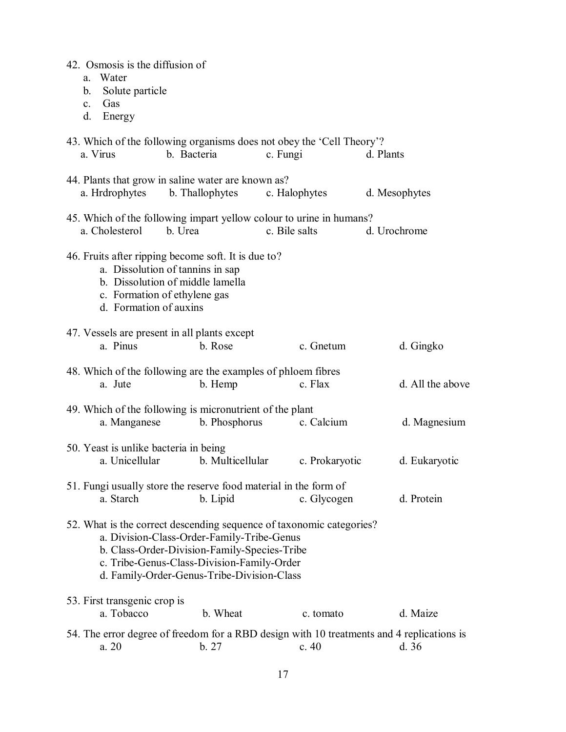42. Osmosis is the diffusion of
   a. Water
   b. Solute particle
   c. Gas
   d. Energy

43. Which of the following organisms does not obey the 'Cell Theory'?
   a. Virus  b. Bacteria  c. Fungi  d. Plants

44. Plants that grow in saline water are known as?
   a. Hrdrophytes  b. Thallophytes  c. Halophytes  d. Mesophytes

45. Which of the following impart yellow colour to urine in humans?
   a. Cholesterol  b. Urea  c. Bile salts  d. Urochrome

46. Fruits after ripping become soft. It is due to?
   a. Dissolution of tannins in sap
   b. Dissolution of middle lamella
   c. Formation of ethylene gas
   d. Formation of auxins

47. Vessels are present in all plants except
   a. Pinus  b. Rose  c. Gnetum  d. Gingko

48. Which of the following are the examples of phloem fibres
   a. Jute  b. Hemp  c. Flax  d. All the above

49. Which of the following is micronutrient of the plant
   a. Manganese  b. Phosphorus  c. Calcium  d. Magnesium

50. Yeast is unlike bacteria in being
   a. Unicellular  b. Multicellular  c. Prokaryotic  d. Eukaryotic

51. Fungi usually store the reserve food material in the form of
   a. Starch  b. Lipid  c. Glycogen  d. Protein

52. What is the correct descending sequence of taxonomic categories?
   a. Division-Class-Order-Family-Tribe-Genus
   b. Class-Order-Division-Family-Species-Tribe
   c. Tribe-Genus-Class-Division-Family-Order
   d. Family-Order-Genus-Tribe-Division-Class

53. First transgenic crop is
   a. Tobacco  b. Wheat  c. tomato  d. Maize

54. The error degree of freedom for a RBD design with 10 treatments and 4 replications is
   a. 20  b. 27  c. 40  d. 36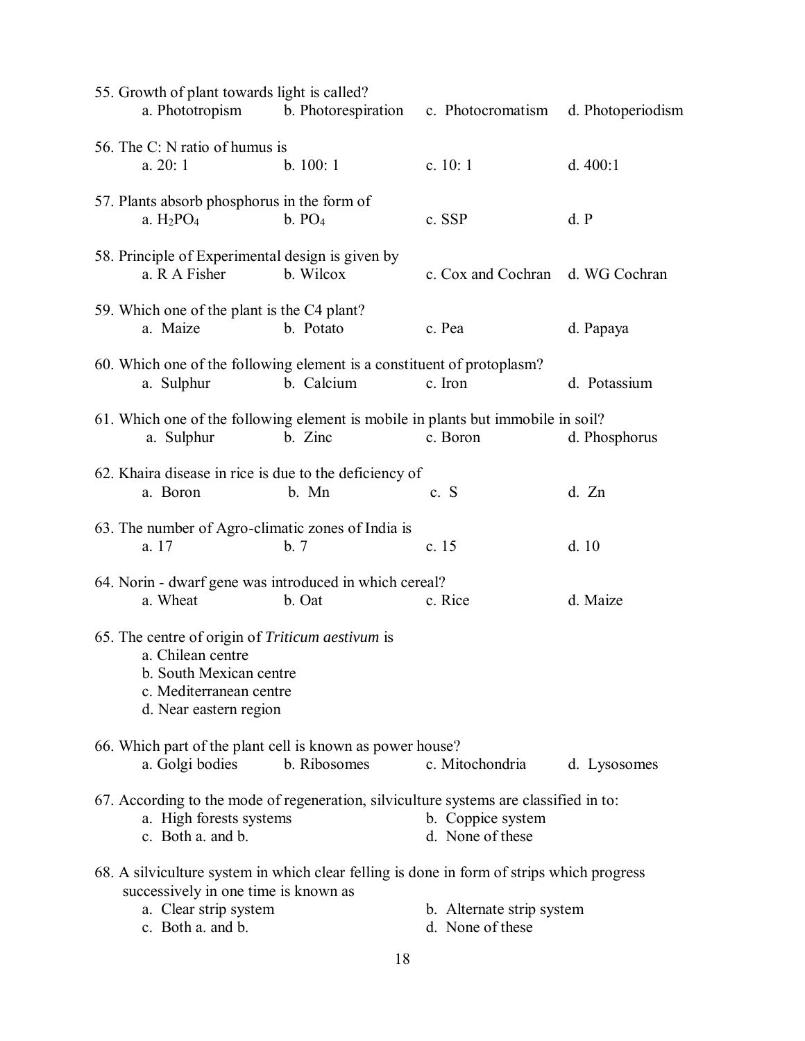55. Growth of plant towards light is called?

a. Phototropism b. Photorespiration c. Photocromatism d. Photoperiodism

56. The C: N ratio of humus is

a. 20: 1 b. 100: 1 c. 10: 1 d. 400:1

57. Plants absorb phosphorus in the form of

a. $H_2PO_4$ b. $PO_4$ c. SSP d. P

58. Principle of Experimental design is given by

a. R A Fisher b. Wilcox c. Cox and Cochran d. WG Cochran

59. Which one of the plant is the C4 plant?

a. Maize b. Potato c. Pea d. Papaya

60. Which one of the following element is a constituent of protoplasm?

a. Sulphur b. Calcium c. Iron d. Potassium

61. Which one of the following element is mobile in plants but immobile in soil?

a. Sulphur b. Zinc c. Boron d. Phosphorus

62. Khaira disease in rice is due to the deficiency of

a. Boron b. Mn c. S d. Zn

63. The number of Agro-climatic zones of India is

a. 17 b. 7 c. 15 d. 10

64. Norin - dwarf gene was introduced in which cereal?

a. Wheat b. Oat c. Rice d. Maize

65. The centre of origin of *Triticum aestivum* is

a. Chilean centre
b. South Mexican centre
c. Mediterranean centre
d. Near eastern region

66. Which part of the plant cell is known as power house?

a. Golgi bodies b. Ribosomes c. Mitochondria d. Lysosomes

67. According to the mode of regeneration, silviculture systems are classified in to:

a. High forests systems b. Coppice system
c. Both a. and b. d. None of these

68. A silviculture system in which clear felling is done in form of strips which progress successively in one time is known as

a. Clear strip system b. Alternate strip system
c. Both a. and b. d. None of these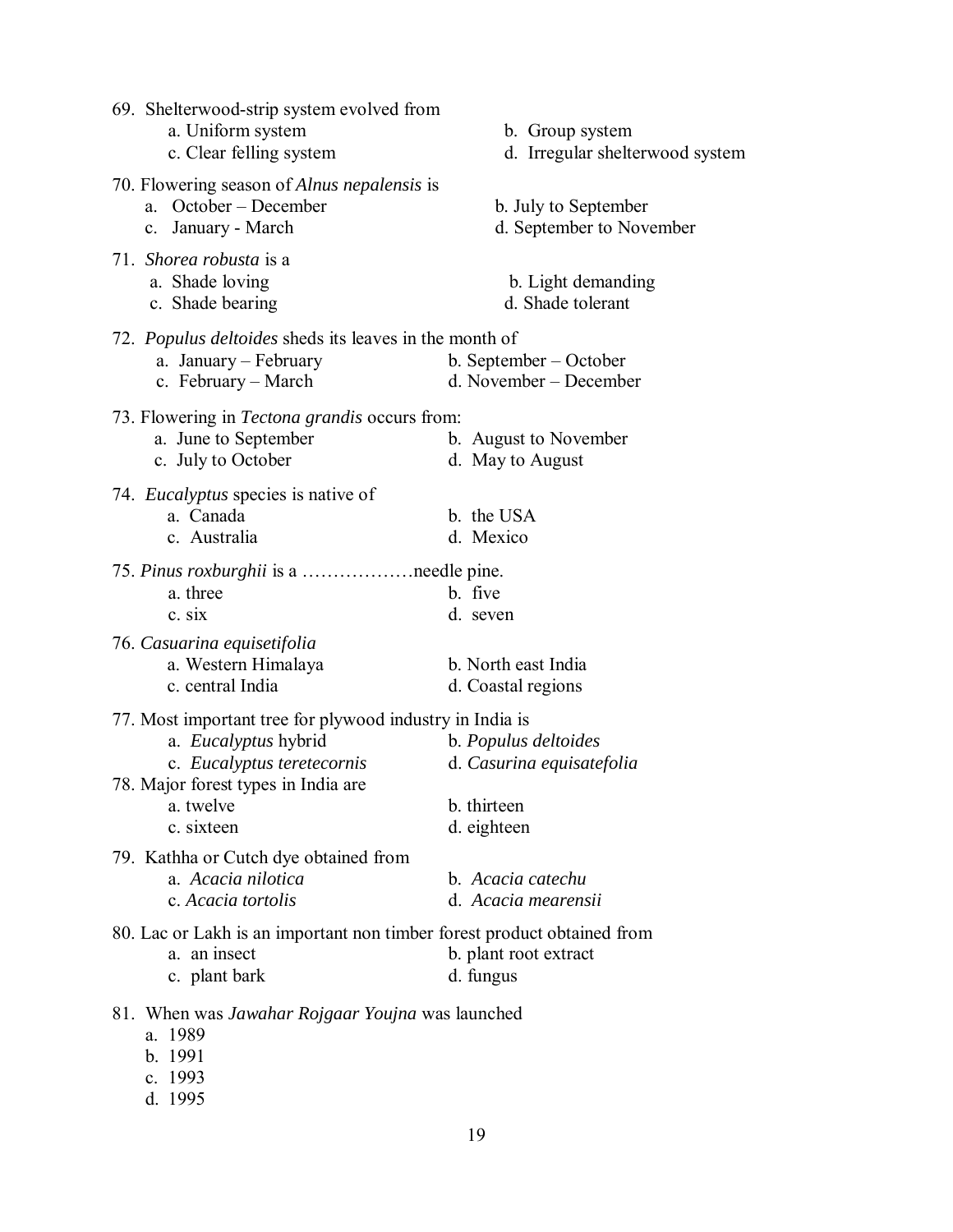69. Shelterwood-strip system evolved from
    a. Uniform system
    b. Group system
    c. Clear felling system
    d. Irregular shelterwood system

70. Flowering season of *Alnus nepalensis* is
    a. October – December
    b. July to September
    c. January - March
    d. September to November

71. *Shorea robusta* is a
    a. Shade loving
    b. Light demanding
    c. Shade bearing
    d. Shade tolerant

72. *Populus deltoides* sheds its leaves in the month of
    a. January – February
    b. September – October
    c. February – March
    d. November – December

73. Flowering in *Tectona grandis* occurs from:
    a. June to September
    b. August to November
    c. July to October
    d. May to August

74. *Eucalyptus* species is native of
    a. Canada
    b. the USA
    c. Australia
    d. Mexico

75. *Pinus roxburghii* is a ………………needle pine.
    a. three
    b. five
    c. six
    d. seven

76. *Casuarina equisetifolia*
    a. Western Himalaya
    b. North east India
    c. central India
    d. Coastal regions

77. Most important tree for plywood industry in India is
    a. *Eucalyptus* hybrid
    b. *Populus deltoides*
    c. *Eucalyptus teretecornis*
    d. *Casurina equisatefolia*

78. Major forest types in India are
    a. twelve
    b. thirteen
    c. sixteen
    d. eighteen

79. Kathha or Cutch dye obtained from
    a. *Acacia nilotica*
    b. *Acacia catechu*
    c. *Acacia tortolis*
    d. *Acacia mearensii*

80. Lac or Lakh is an important non timber forest product obtained from
    a. an insect
    b. plant root extract
    c. plant bark
    d. fungus

81. When was *Jawahar Rojgaar Youjna* was launched
    a. 1989
    b. 1991
    c. 1993
    d. 1995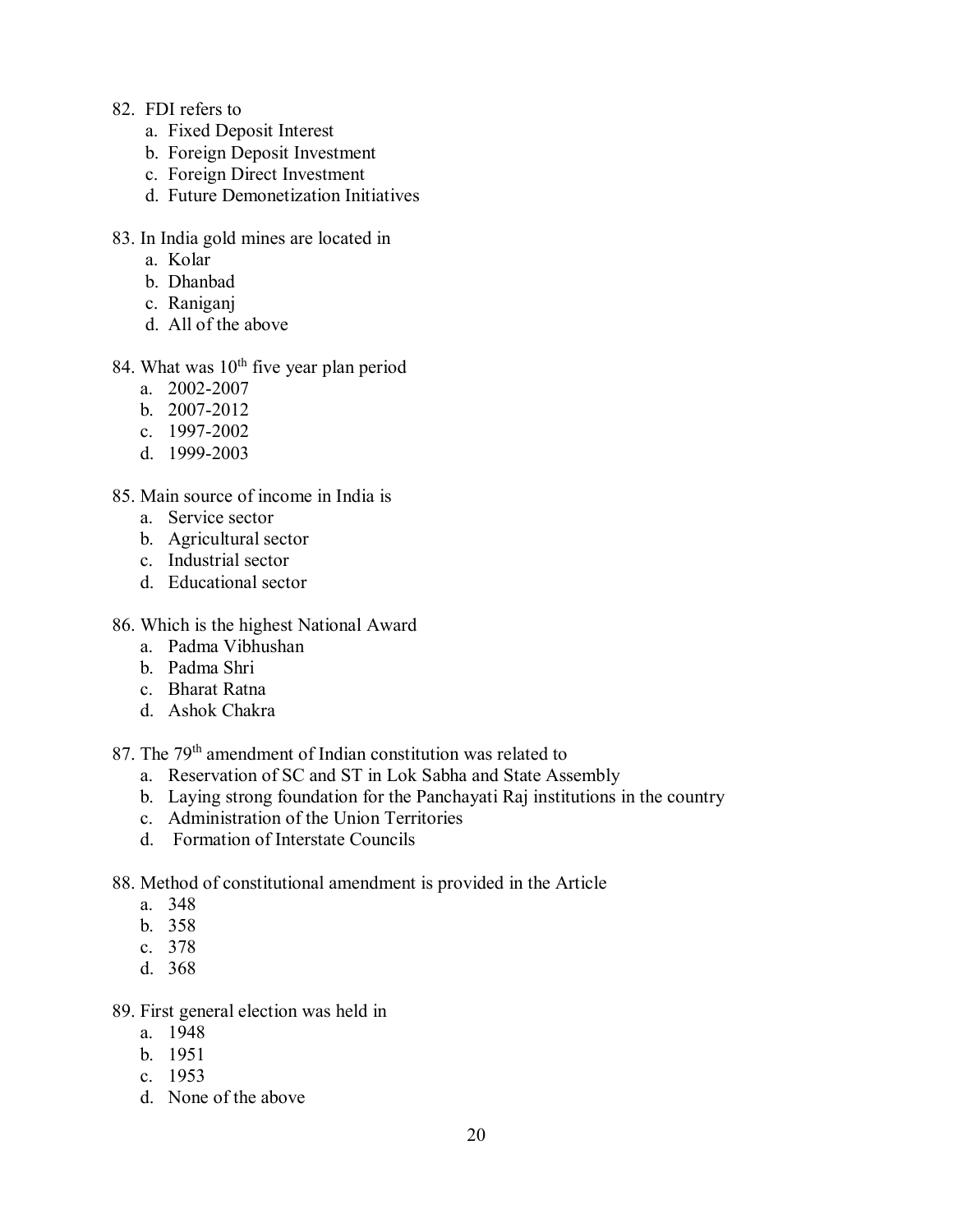82. FDI refers to
    a. Fixed Deposit Interest
    b. Foreign Deposit Investment
    c. Foreign Direct Investment
    d. Future Demonetization Initiatives

83. In India gold mines are located in
    a. Kolar
    b. Dhanbad
    c. Raniganj
    d. All of the above

84. What was 10th five year plan period
    a. 2002-2007
    b. 2007-2012
    c. 1997-2002
    d. 1999-2003

85. Main source of income in India is
    a. Service sector
    b. Agricultural sector
    c. Industrial sector
    d. Educational sector

86. Which is the highest National Award
    a. Padma Vibhushan
    b. Padma Shri
    c. Bharat Ratna
    d. Ashok Chakra

87. The 79th amendment of Indian constitution was related to
    a. Reservation of SC and ST in Lok Sabha and State Assembly
    b. Laying strong foundation for the Panchayati Raj institutions in the country
    c. Administration of the Union Territories
    d. Formation of Interstate Councils

88. Method of constitutional amendment is provided in the Article
    a. 348
    b. 358
    c. 378
    d. 368

89. First general election was held in
    a. 1948
    b. 1951
    c. 1953
    d. None of the above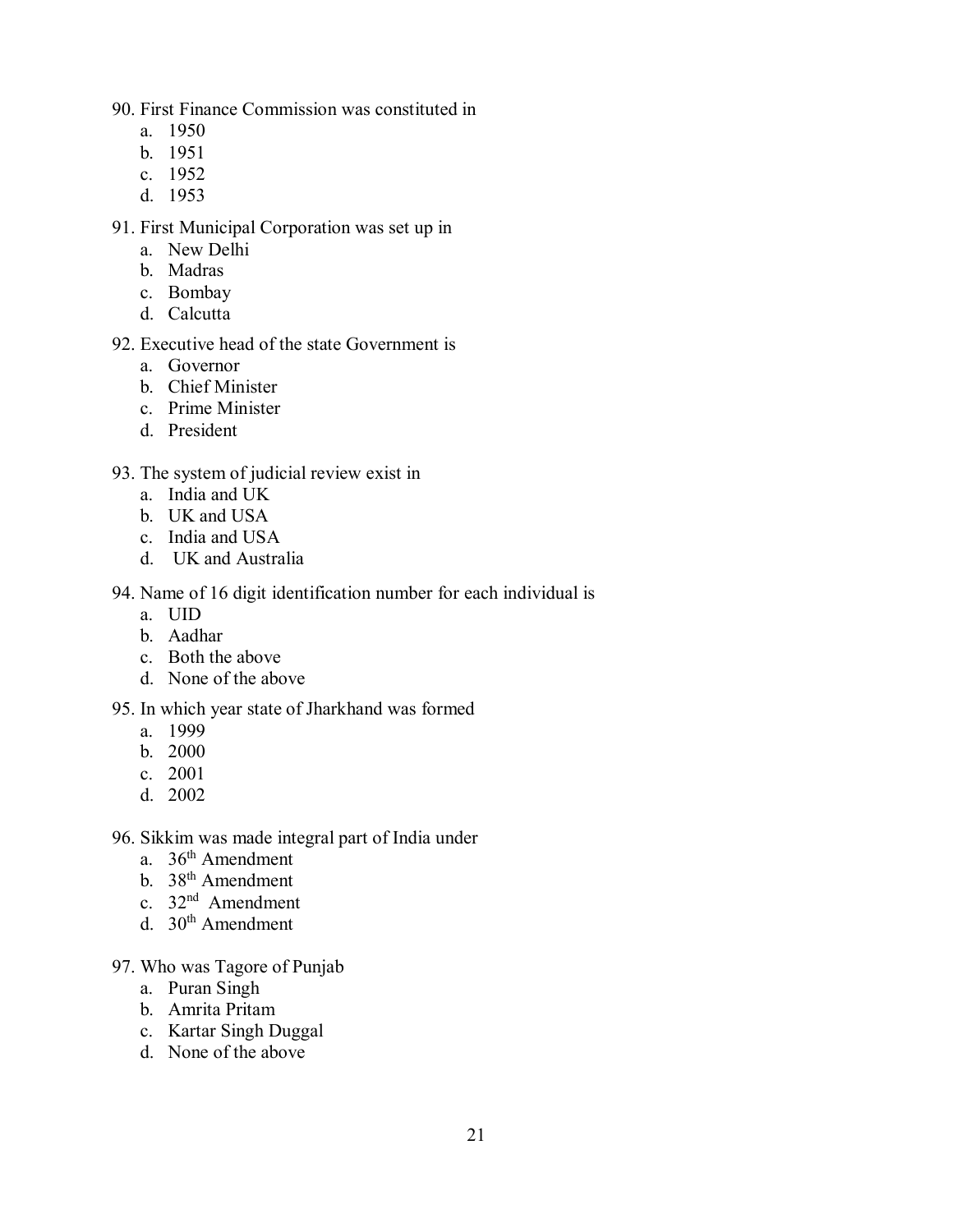90. First Finance Commission was constituted in
    a. 1950
    b. 1951
    c. 1952
    d. 1953

91. First Municipal Corporation was set up in
    a. New Delhi
    b. Madras
    c. Bombay
    d. Calcutta

92. Executive head of the state Government is
    a. Governor
    b. Chief Minister
    c. Prime Minister
    d. President

93. The system of judicial review exist in
    a. India and UK
    b. UK and USA
    c. India and USA
    d. UK and Australia

94. Name of 16 digit identification number for each individual is
    a. UID
    b. Aadhar
    c. Both the above
    d. None of the above

95. In which year state of Jharkhand was formed
    a. 1999
    b. 2000
    c. 2001
    d. 2002

96. Sikkim was made integral part of India under
    a. 36th Amendment
    b. 38th Amendment
    c. 32nd Amendment
    d. 30th Amendment

97. Who was Tagore of Punjab
    a. Puran Singh
    b. Amrita Pritam
    c. Kartar Singh Duggal
    d. None of the above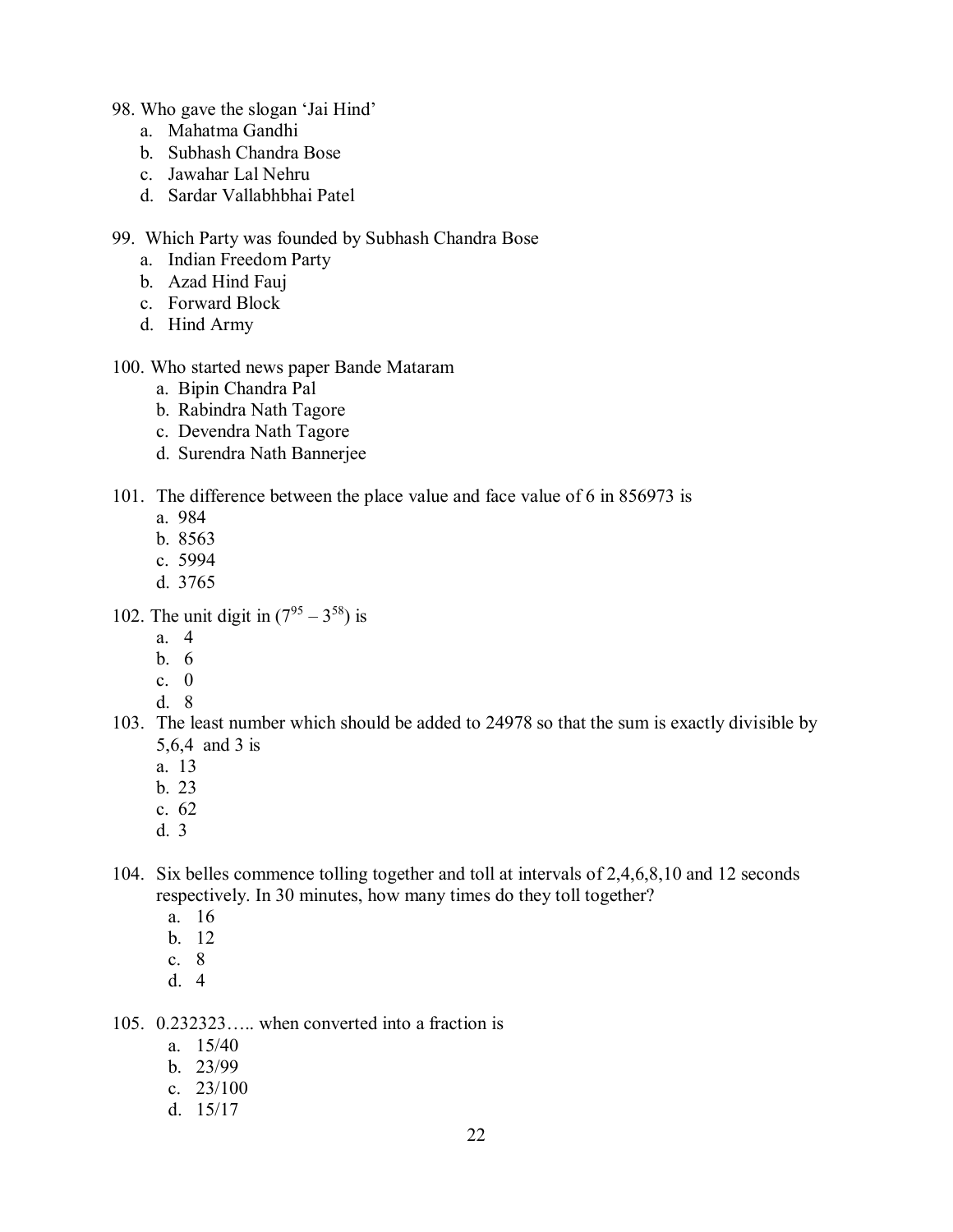98. Who gave the slogan 'Jai Hind'
    a. Mahatma Gandhi
    b. Subhash Chandra Bose
    c. Jawahar Lal Nehru
    d. Sardar Vallabhbhai Patel

99. Which Party was founded by Subhash Chandra Bose
    a. Indian Freedom Party
    b. Azad Hind Fauj
    c. Forward Block
    d. Hind Army

100. Who started news paper Bande Mataram
    a. Bipin Chandra Pal
    b. Rabindra Nath Tagore
    c. Devendra Nath Tagore
    d. Surendra Nath Bannerjee

101. The difference between the place value and face value of 6 in 856973 is
    a. 984
    b. 8563
    c. 5994
    d. 3765

102. The unit digit in ($7^{95} – 3^{58}$) is
    a. 4
    b. 6
    c. 0
    d. 8

103. The least number which should be added to 24978 so that the sum is exactly divisible by 5,6,4 and 3 is
    a. 13
    b. 23
    c. 62
    d. 3

104. Six belles commence tolling together and toll at intervals of 2,4,6,8,10 and 12 seconds respectively. In 30 minutes, how many times do they toll together?
    a. 16
    b. 12
    c. 8
    d. 4

105. 0.232323….. when converted into a fraction is
    a. 15/40
    b. 23/99
    c. 23/100
    d. 15/17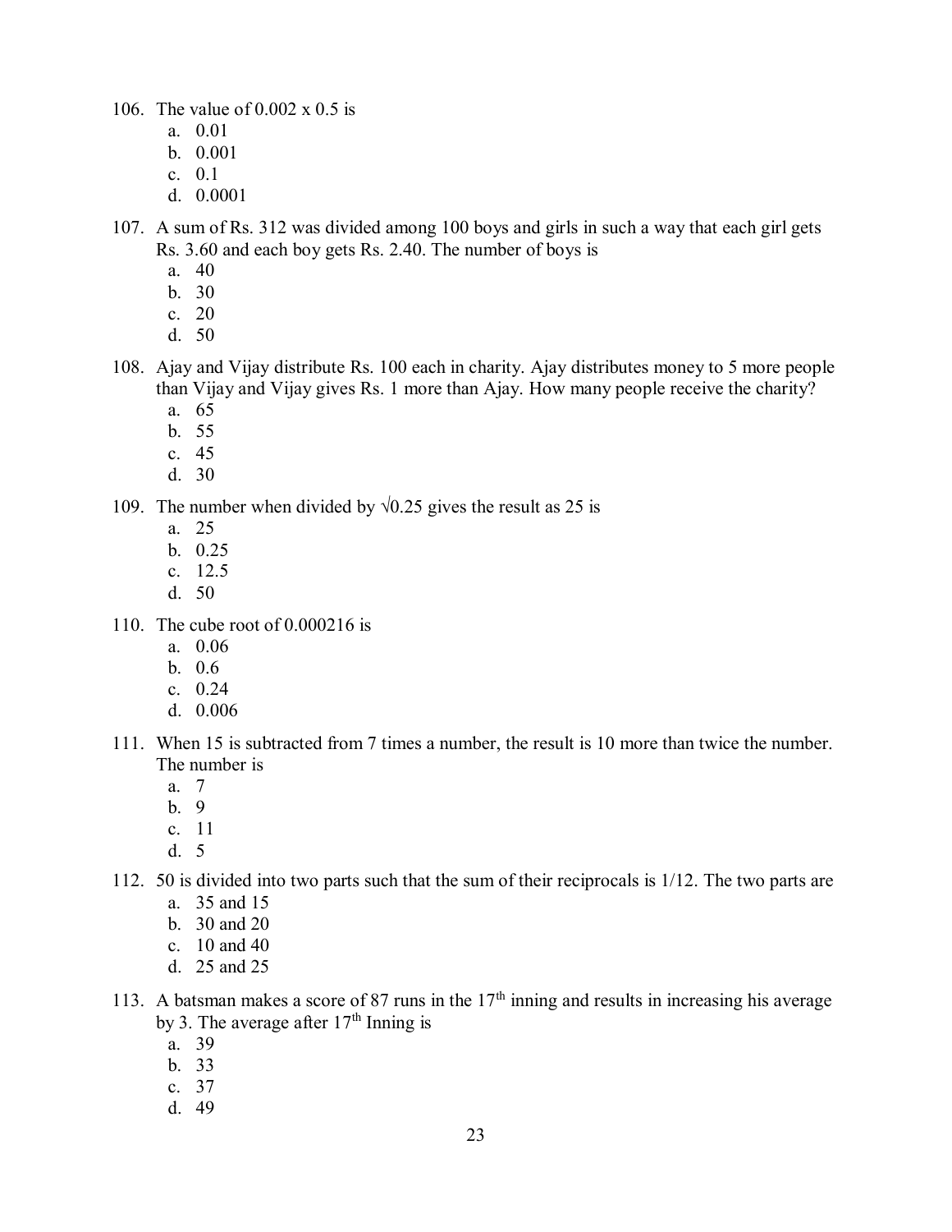106. The value of $0.002 \times 0.5$ is
   a. 0.01
   b. 0.001
   c. 0.1
   d. 0.0001

107. A sum of Rs. 312 was divided among 100 boys and girls in such a way that each girl gets Rs. 3.60 and each boy gets Rs. 2.40. The number of boys is
   a. 40
   b. 30
   c. 20
   d. 50

108. Ajay and Vijay distribute Rs. 100 each in charity. Ajay distributes money to 5 more people than Vijay and Vijay gives Rs. 1 more than Ajay. How many people receive the charity?
   a. 65
   b. 55
   c. 45
   d. 30

109. The number when divided by $\sqrt{0.25}$ gives the result as 25 is
   a. 25
   b. 0.25
   c. 12.5
   d. 50

110. The cube root of 0.000216 is
   a. 0.06
   b. 0.6
   c. 0.24
   d. 0.006

111. When 15 is subtracted from 7 times a number, the result is 10 more than twice the number. The number is
   a. 7
   b. 9
   c. 11
   d. 5

112. 50 is divided into two parts such that the sum of their reciprocals is 1/12. The two parts are
   a. 35 and 15
   b. 30 and 20
   c. 10 and 40
   d. 25 and 25

113. A batsman makes a score of 87 runs in the $17^{th}$ inning and results in increasing his average by 3. The average after $17^{th}$ Inning is
   a. 39
   b. 33
   c. 37
   d. 49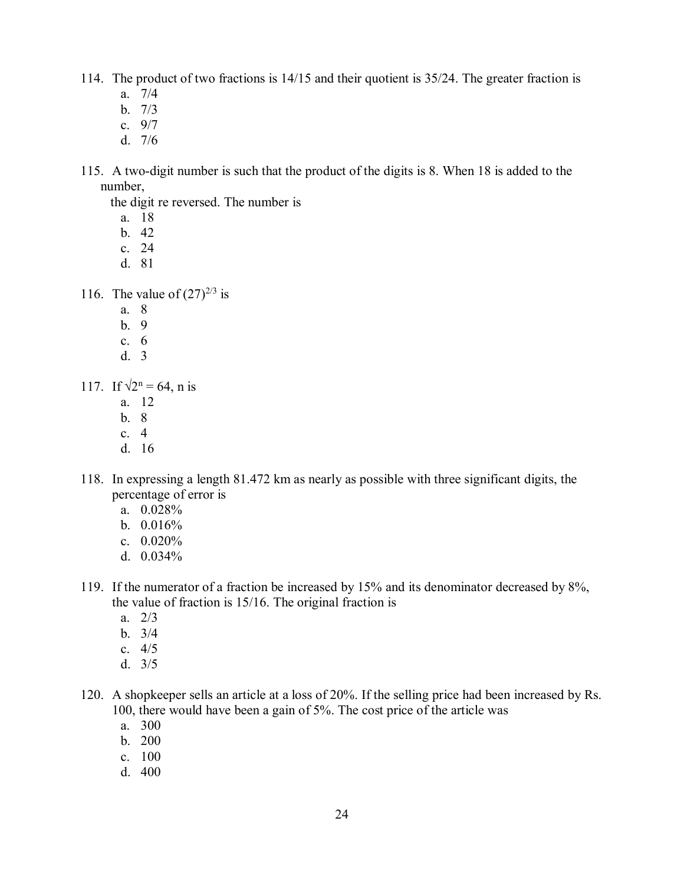114. The product of two fractions is 14/15 and their quotient is 35/24. The greater fraction is
    a. 7/4
    b. 7/3
    c. 9/7
    d. 7/6

115. A two-digit number is such that the product of the digits is 8. When 18 is added to the number,
    the digit re reversed. The number is
    a. 18
    b. 42
    c. 24
    d. 81

116. The value of $(27)^{2/3}$ is
    a. 8
    b. 9
    c. 6
    d. 3

117. If $\sqrt{2^n} = 64$, n is
    a. 12
    b. 8
    c. 4
    d. 16

118. In expressing a length 81.472 km as nearly as possible with three significant digits, the percentage of error is
    a. 0.028%
    b. 0.016%
    c. 0.020%
    d. 0.034%

119. If the numerator of a fraction be increased by 15% and its denominator decreased by 8%, the value of fraction is 15/16. The original fraction is
    a. 2/3
    b. 3/4
    c. 4/5
    d. 3/5

120. A shopkeeper sells an article at a loss of 20%. If the selling price had been increased by Rs. 100, there would have been a gain of 5%. The cost price of the article was
    a. 300
    b. 200
    c. 100
    d. 400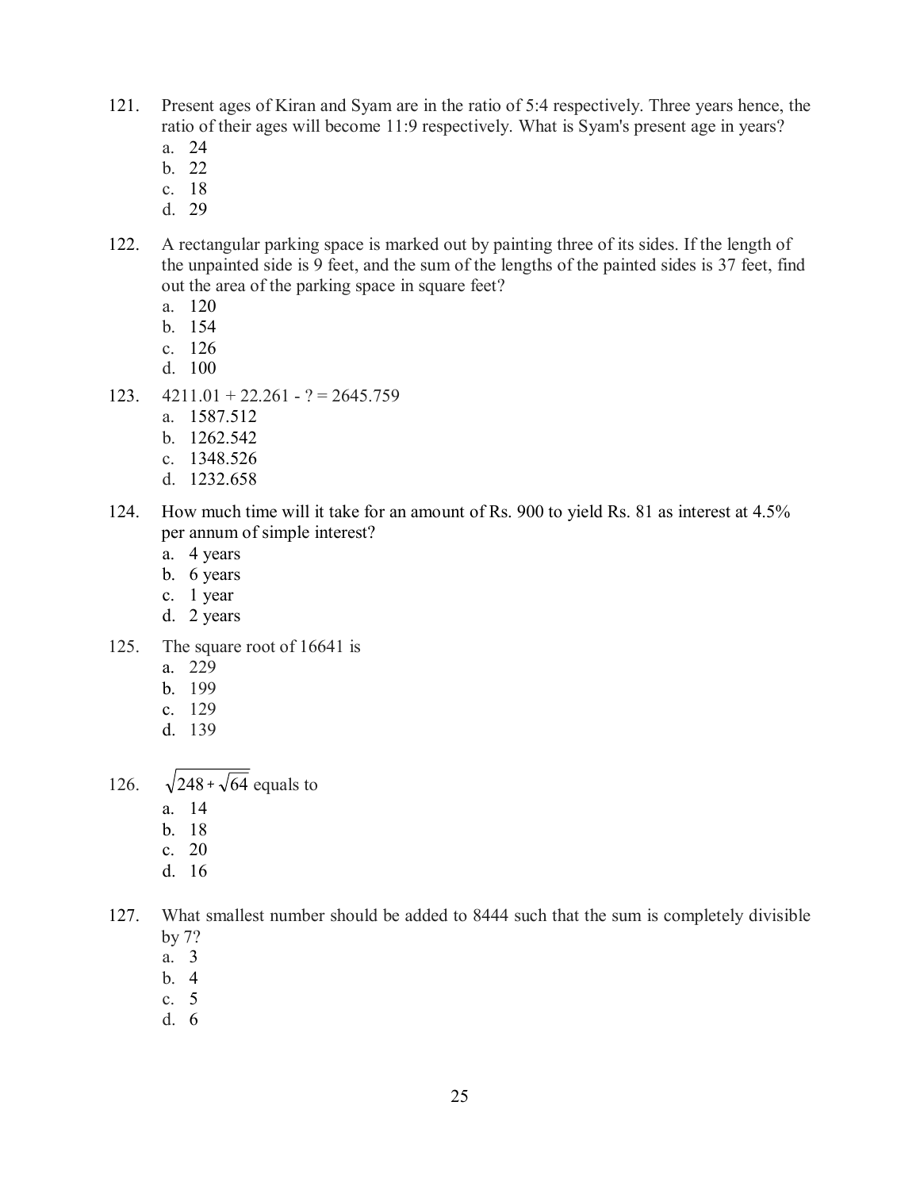121. Present ages of Kiran and Syam are in the ratio of 5:4 respectively. Three years hence, the ratio of their ages will become 11:9 respectively. What is Syam's present age in years?
   a. 24
   b. 22
   c. 18
   d. 29

122. A rectangular parking space is marked out by painting three of its sides. If the length of the unpainted side is 9 feet, and the sum of the lengths of the painted sides is 37 feet, find out the area of the parking space in square feet?
   a. 120
   b. 154
   c. 126
   d. 100

123. 4211.01 + 22.261 - ? = 2645.759
   a. 1587.512
   b. 1262.542
   c. 1348.526
   d. 1232.658

124. How much time will it take for an amount of Rs. 900 to yield Rs. 81 as interest at 4.5% per annum of simple interest?
   a. 4 years
   b. 6 years
   c. 1 year
   d. 2 years

125. The square root of 16641 is
   a. 229
   b. 199
   c. 129
   d. 139

126. $\sqrt{248 + \sqrt{64}}$ equals to
   a. 14
   b. 18
   c. 20
   d. 16

127. What smallest number should be added to 8444 such that the sum is completely divisible by 7?
   a. 3
   b. 4
   c. 5
   d. 6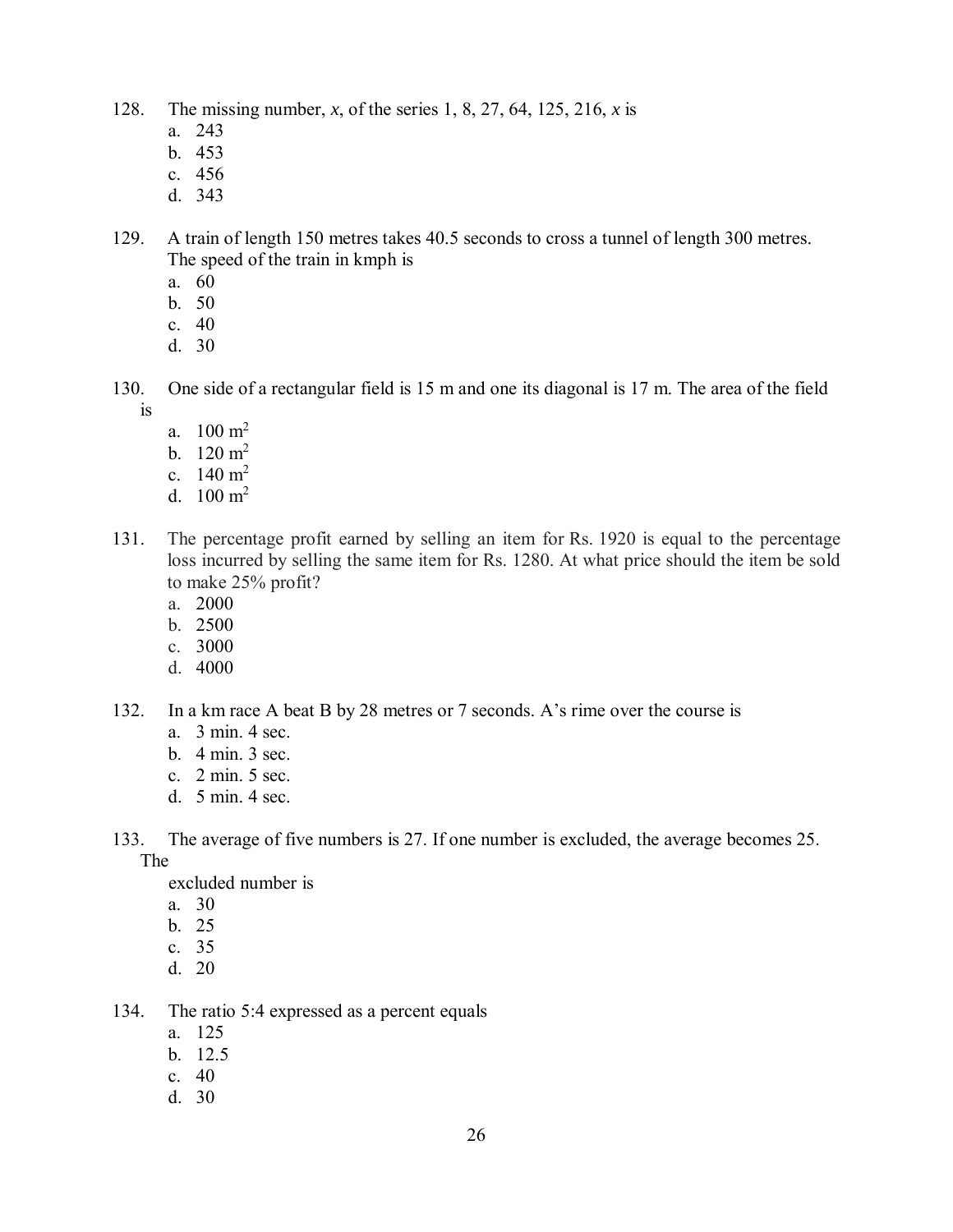128. The missing number, $x$, of the series 1, 8, 27, 64, 125, 216, $x$ is

   a. 243
   b. 453
   c. 456
   d. 343

129. A train of length 150 metres takes 40.5 seconds to cross a tunnel of length 300 metres. The speed of the train in kmph is

   a. 60
   b. 50
   c. 40
   d. 30

130. One side of a rectangular field is 15 m and one its diagonal is 17 m. The area of the field is

   a. 100 $m^2$
   b. 120 $m^2$
   c. 140 $m^2$
   d. 100 $m^2$

131. The percentage profit earned by selling an item for Rs. 1920 is equal to the percentage loss incurred by selling the same item for Rs. 1280. At what price should the item be sold to make 25% profit?

   a. 2000
   b. 2500
   c. 3000
   d. 4000

132. In a km race A beat B by 28 metres or 7 seconds. A's rime over the course is

   a. 3 min. 4 sec.
   b. 4 min. 3 sec.
   c. 2 min. 5 sec.
   d. 5 min. 4 sec.

133. The average of five numbers is 27. If one number is excluded, the average becomes 25. The excluded number is

   a. 30
   b. 25
   c. 35
   d. 20

134. The ratio 5:4 expressed as a percent equals

   a. 125
   b. 12.5
   c. 40
   d. 30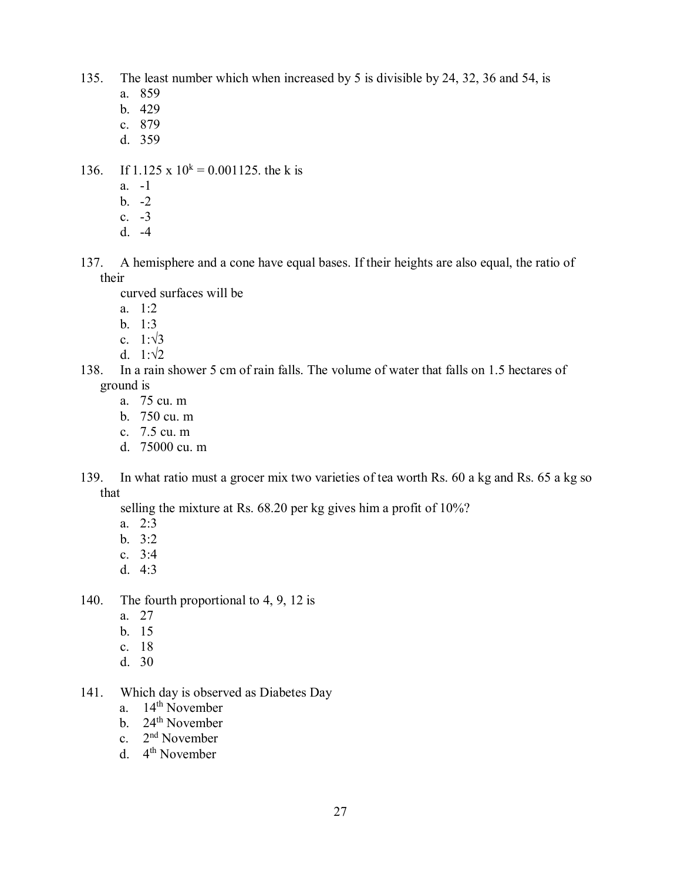135. The least number which when increased by 5 is divisible by 24, 32, 36 and 54, is

   a. 859
   b. 429
   c. 879
   d. 359

136. If $1.125 \times 10^k = 0.001125$. the k is

   a. -1
   b. -2
   c. -3
   d. -4

137. A hemisphere and a cone have equal bases. If their heights are also equal, the ratio of their curved surfaces will be

   a. 1:2
   b. 1:3
   c. $1:\sqrt{3}$
   d. $1:\sqrt{2}$

138. In a rain shower 5 cm of rain falls. The volume of water that falls on 1.5 hectares of ground is

   a. 75 cu. m
   b. 750 cu. m
   c. 7.5 cu. m
   d. 75000 cu. m

139. In what ratio must a grocer mix two varieties of tea worth Rs. 60 a kg and Rs. 65 a kg so that selling the mixture at Rs. 68.20 per kg gives him a profit of 10%?

   a. 2:3
   b. 3:2
   c. 3:4
   d. 4:3

140. The fourth proportional to 4, 9, 12 is

   a. 27
   b. 15
   c. 18
   d. 30

141. Which day is observed as Diabetes Day

   a. 14th November
   b. 24th November
   c. 2nd November
   d. 4th November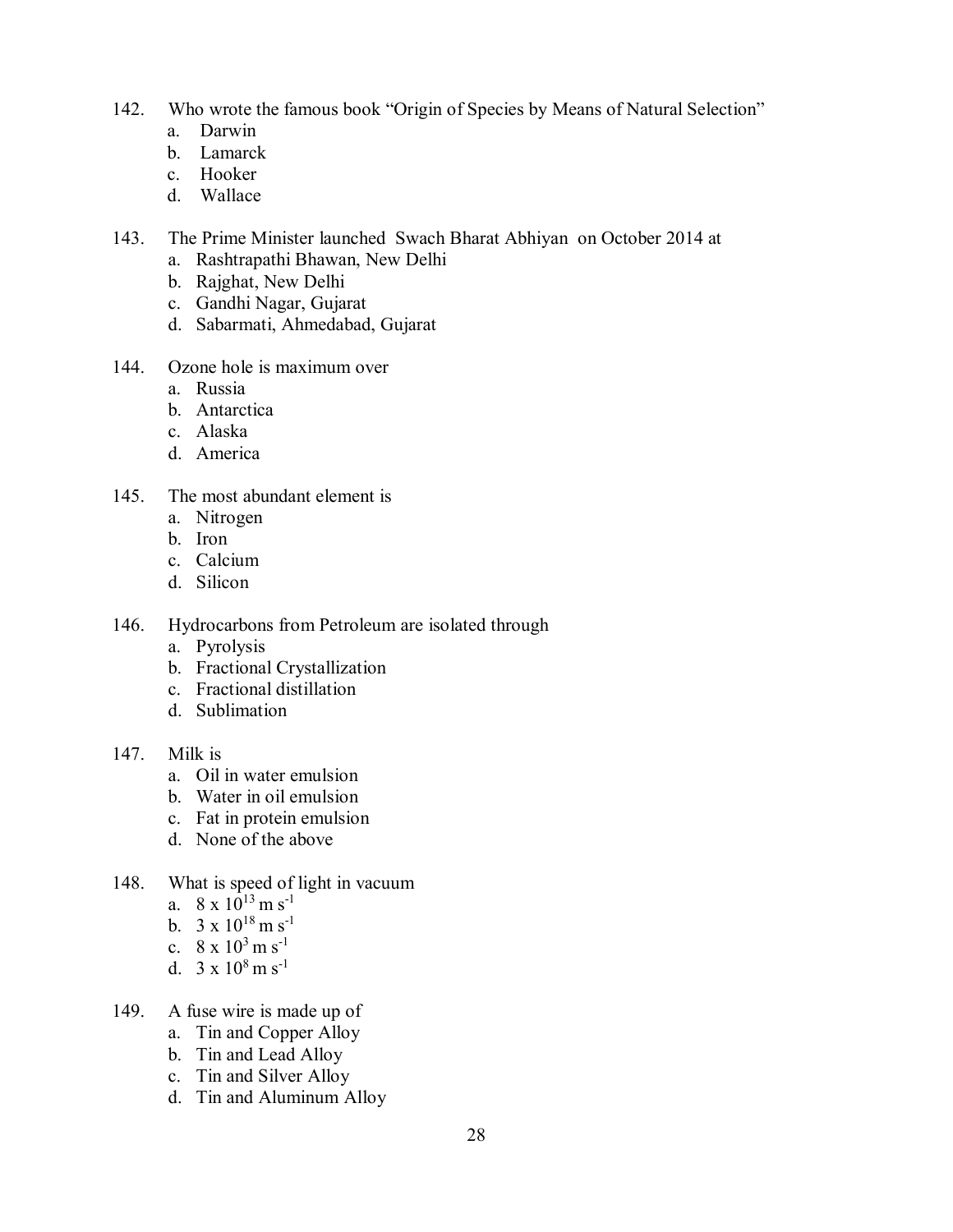142. Who wrote the famous book "Origin of Species by Means of Natural Selection"
   a. Darwin
   b. Lamarck
   c. Hooker
   d. Wallace

143. The Prime Minister launched Swach Bharat Abhiyan on October 2014 at
   a. Rashtrapathi Bhawan, New Delhi
   b. Rajghat, New Delhi
   c. Gandhi Nagar, Gujarat
   d. Sabarmati, Ahmedabad, Gujarat

144. Ozone hole is maximum over
   a. Russia
   b. Antarctica
   c. Alaska
   d. America

145. The most abundant element is
   a. Nitrogen
   b. Iron
   c. Calcium
   d. Silicon

146. Hydrocarbons from Petroleum are isolated through
   a. Pyrolysis
   b. Fractional Crystallization
   c. Fractional distillation
   d. Sublimation

147. Milk is
   a. Oil in water emulsion
   b. Water in oil emulsion
   c. Fat in protein emulsion
   d. None of the above

148. What is speed of light in vacuum
   a. $8 \times 10^{13}$ m $s^{-1}$
   b. $3 \times 10^{18}$ m $s^{-1}$
   c. $8 \times 10^{3}$ m $s^{-1}$
   d. $3 \times 10^{8}$ m $s^{-1}$

149. A fuse wire is made up of
   a. Tin and Copper Alloy
   b. Tin and Lead Alloy
   c. Tin and Silver Alloy
   d. Tin and Aluminum Alloy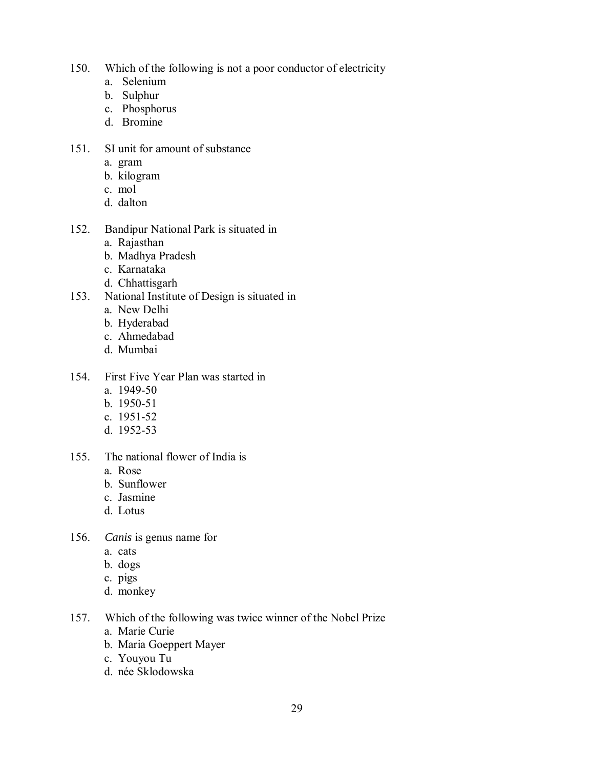150. Which of the following is not a poor conductor of electricity
   a. Selenium
   b. Sulphur
   c. Phosphorus
   d. Bromine

151. SI unit for amount of substance
   a. gram
   b. kilogram
   c. mol
   d. dalton

152. Bandipur National Park is situated in
   a. Rajasthan
   b. Madhya Pradesh
   c. Karnataka
   d. Chhattisgarh

153. National Institute of Design is situated in
   a. New Delhi
   b. Hyderabad
   c. Ahmedabad
   d. Mumbai

154. First Five Year Plan was started in
   a. 1949-50
   b. 1950-51
   c. 1951-52
   d. 1952-53

155. The national flower of India is
   a. Rose
   b. Sunflower
   c. Jasmine
   d. Lotus

156. *Canis* is genus name for
   a. cats
   b. dogs
   c. pigs
   d. monkey

157. Which of the following was twice winner of the Nobel Prize
   a. Marie Curie
   b. Maria Goeppert Mayer
   c. Youyou Tu
   d. née Sklodowska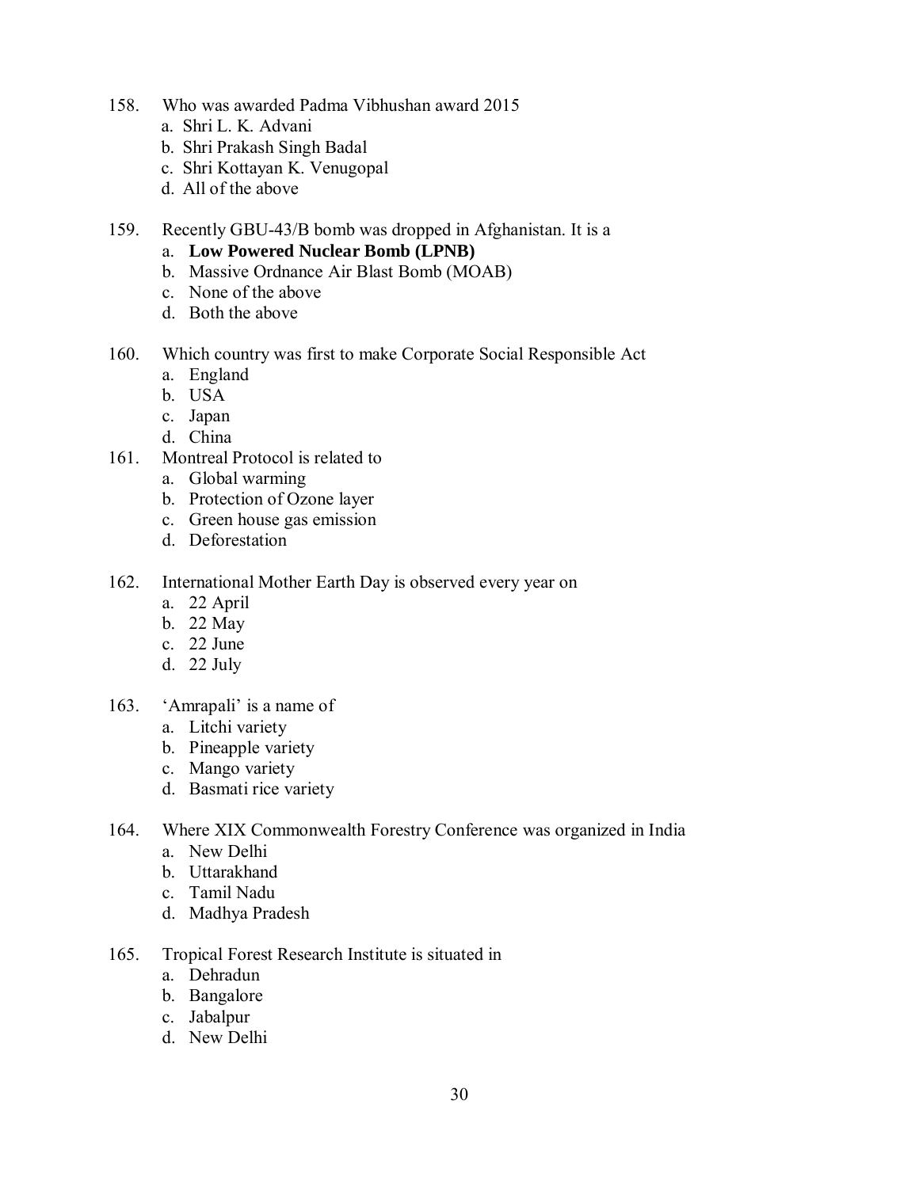158. Who was awarded Padma Vibhushan award 2015
   a. Shri L. K. Advani
   b. Shri Prakash Singh Badal
   c. Shri Kottayan K. Venugopal
   d. All of the above

159. Recently GBU-43/B bomb was dropped in Afghanistan. It is a
   a. **Low Powered Nuclear Bomb (LPNB)**
   b. Massive Ordnance Air Blast Bomb (MOAB)
   c. None of the above
   d. Both the above

160. Which country was first to make Corporate Social Responsible Act
   a. England
   b. USA
   c. Japan
   d. China

161. Montreal Protocol is related to
   a. Global warming
   b. Protection of Ozone layer
   c. Green house gas emission
   d. Deforestation

162. International Mother Earth Day is observed every year on
   a. 22 April
   b. 22 May
   c. 22 June
   d. 22 July

163. 'Amrapali' is a name of
   a. Litchi variety
   b. Pineapple variety
   c. Mango variety
   d. Basmati rice variety

164. Where XIX Commonwealth Forestry Conference was organized in India
   a. New Delhi
   b. Uttarakhand
   c. Tamil Nadu
   d. Madhya Pradesh

165. Tropical Forest Research Institute is situated in
   a. Dehradun
   b. Bangalore
   c. Jabalpur
   d. New Delhi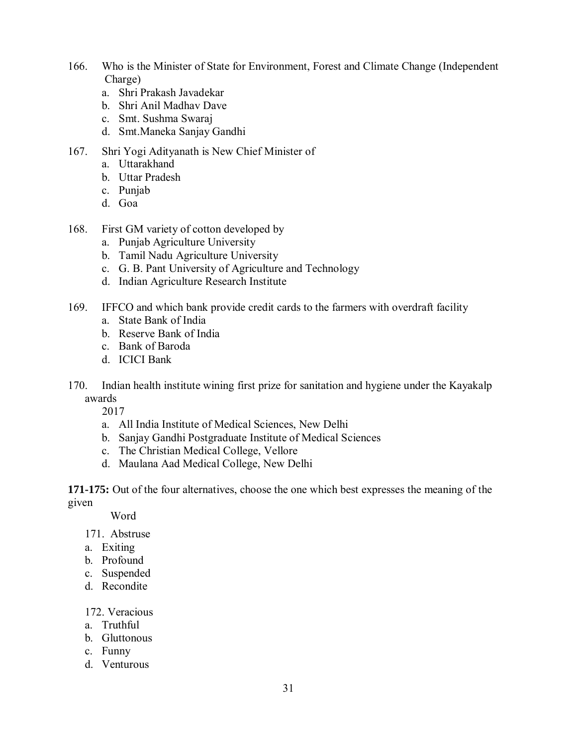166. Who is the Minister of State for Environment, Forest and Climate Change (Independent Charge)
    a. Shri Prakash Javadekar
    b. Shri Anil Madhav Dave
    c. Smt. Sushma Swaraj
    d. Smt.Maneka Sanjay Gandhi

167. Shri Yogi Adityanath is New Chief Minister of
    a. Uttarakhand
    b. Uttar Pradesh
    c. Punjab
    d. Goa

168. First GM variety of cotton developed by
    a. Punjab Agriculture University
    b. Tamil Nadu Agriculture University
    c. G. B. Pant University of Agriculture and Technology
    d. Indian Agriculture Research Institute

169. IFFCO and which bank provide credit cards to the farmers with overdraft facility
    a. State Bank of India
    b. Reserve Bank of India
    c. Bank of Baroda
    d. ICICI Bank

170. Indian health institute wining first prize for sanitation and hygiene under the Kayakalp awards 2017
    a. All India Institute of Medical Sciences, New Delhi
    b. Sanjay Gandhi Postgraduate Institute of Medical Sciences
    c. The Christian Medical College, Vellore
    d. Maulana Aad Medical College, New Delhi

**171-175:** Out of the four alternatives, choose the one which best expresses the meaning of the given Word

171. Abstruse
a. Exiting
b. Profound
c. Suspended
d. Recondite

172. Veracious
a. Truthful
b. Gluttonous
c. Funny
d. Venturous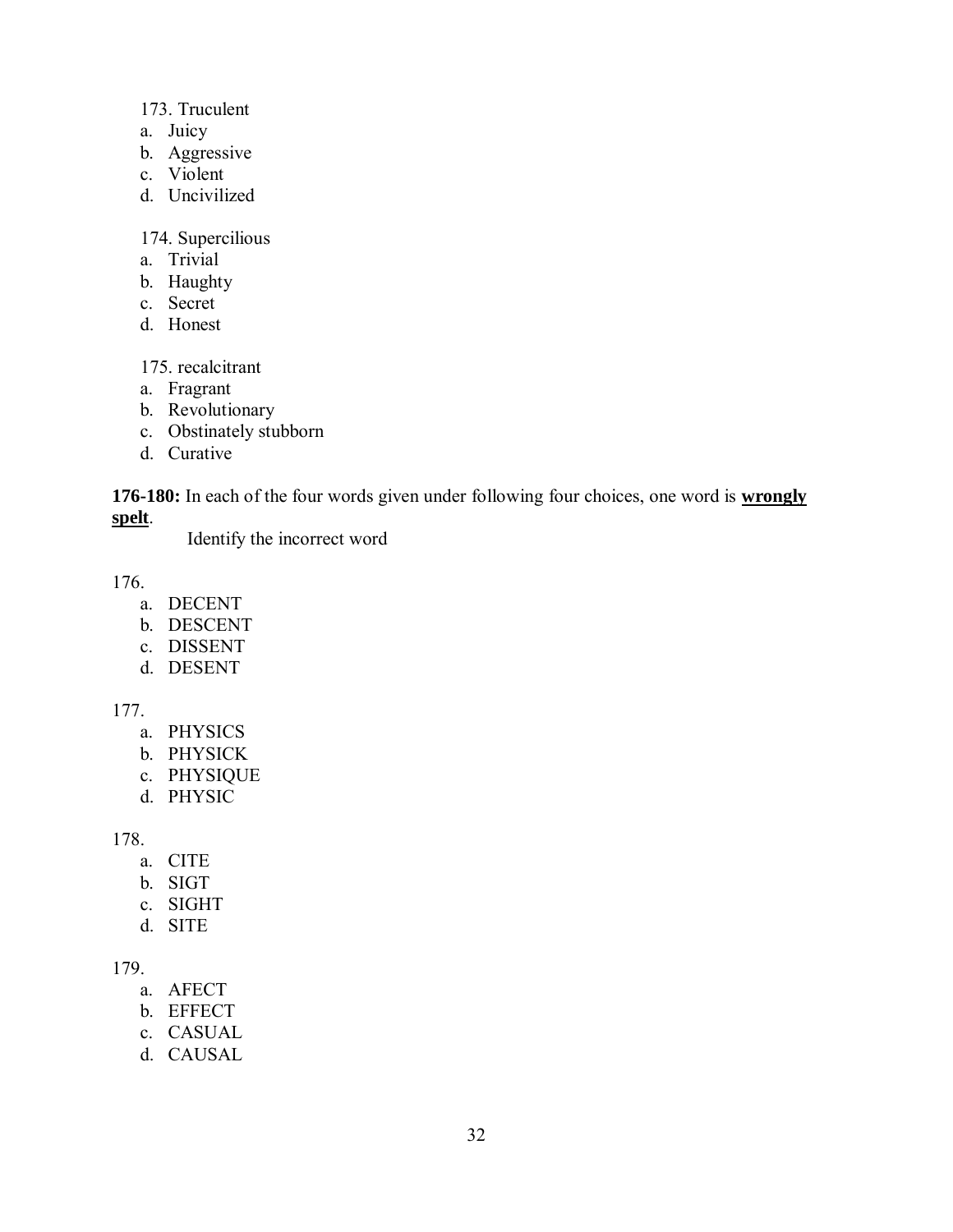173. Truculent

a. Juicy
b. Aggressive
c. Violent
d. Uncivilized

174. Supercilious

a. Trivial
b. Haughty
c. Secret
d. Honest

175. recalcitrant

a. Fragrant
b. Revolutionary
c. Obstinately stubborn
d. Curative

**176-180:** In each of the four words given under following four choices, one word is **wrongly spelt**.

Identify the incorrect word

176.

a. DECENT
b. DESCENT
c. DISSENT
d. DESENT

177.

a. PHYSICS
b. PHYSICK
c. PHYSIQUE
d. PHYSIC

178.

a. CITE
b. SIGT
c. SIGHT
d. SITE

179.

a. AFECT
b. EFFECT
c. CASUAL
d. CAUSAL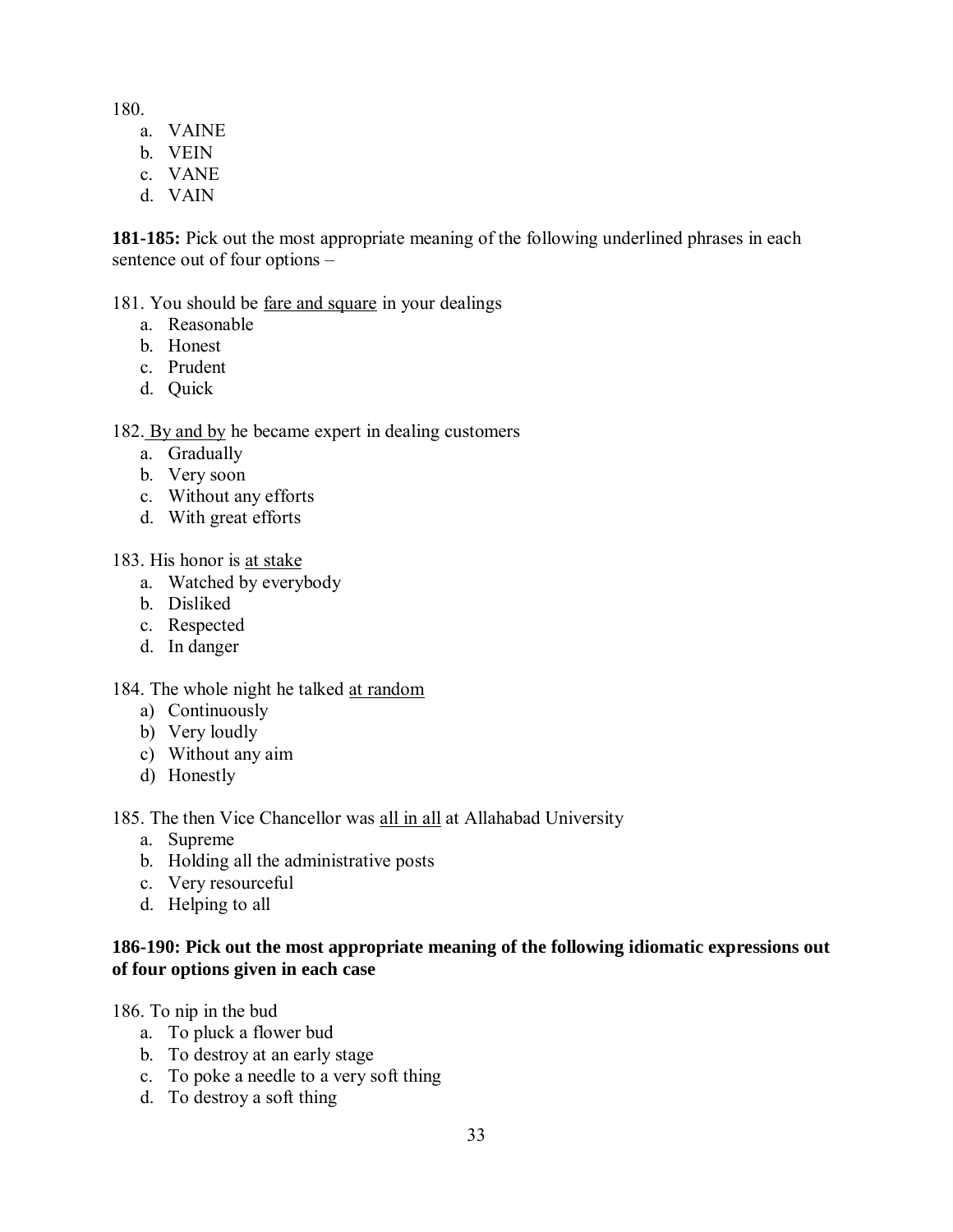180.

a. VAINE
b. VEIN
c. VANE
d. VAIN

**181-185:** Pick out the most appropriate meaning of the following underlined phrases in each sentence out of four options –

181. You should be <u>fare and square</u> in your dealings

a. Reasonable
b. Honest
c. Prudent
d. Quick

182. <u>By and by</u> he became expert in dealing customers

a. Gradually
b. Very soon
c. Without any efforts
d. With great efforts

183. His honor is <u>at stake</u>

a. Watched by everybody
b. Disliked
c. Respected
d. In danger

184. The whole night he talked <u>at random</u>

a) Continuously
b) Very loudly
c) Without any aim
d) Honestly

185. The then Vice Chancellor was <u>all in all</u> at Allahabad University

a. Supreme
b. Holding all the administrative posts
c. Very resourceful
d. Helping to all

**186-190: Pick out the most appropriate meaning of the following idiomatic expressions out of four options given in each case**

186. To nip in the bud

a. To pluck a flower bud
b. To destroy at an early stage
c. To poke a needle to a very soft thing
d. To destroy a soft thing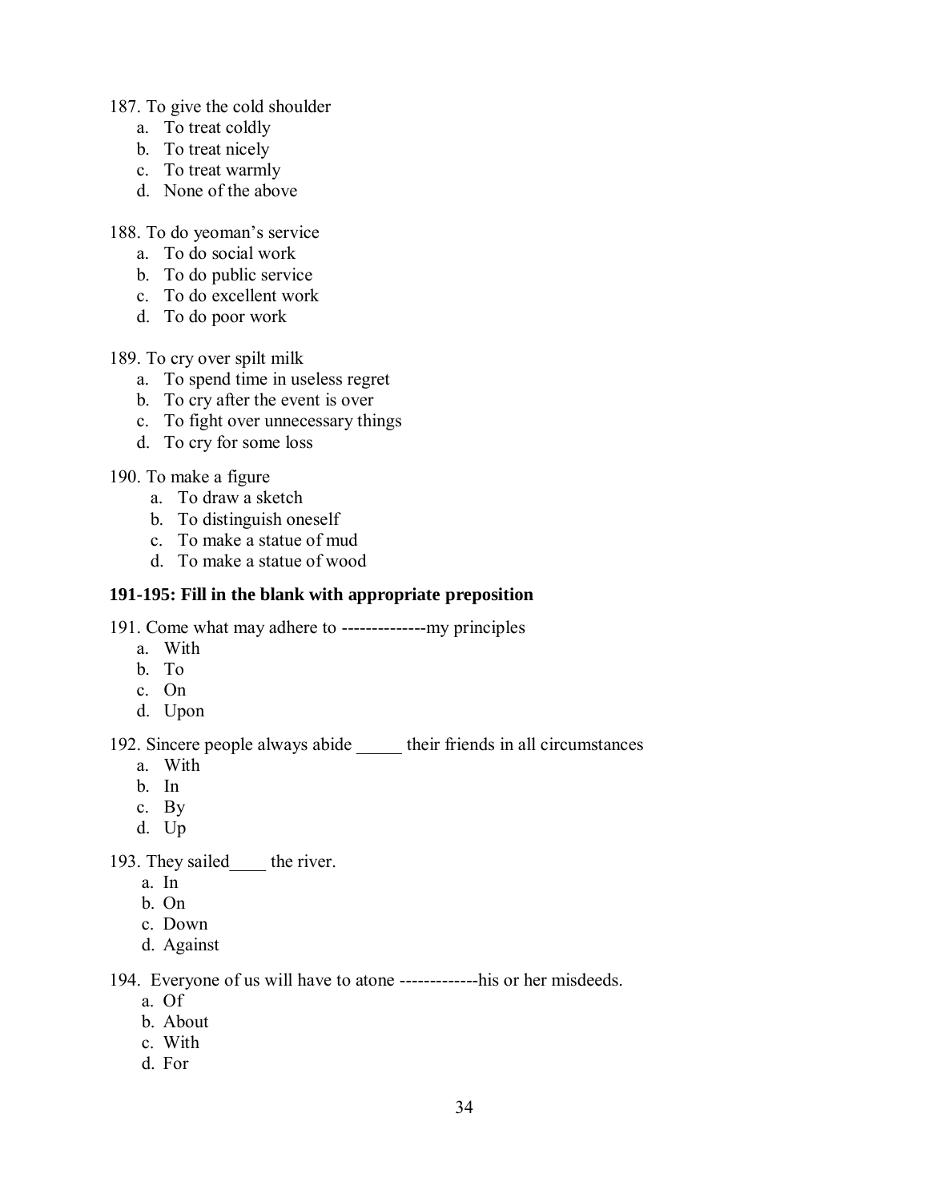187. To give the cold shoulder
   a. To treat coldly
   b. To treat nicely
   c. To treat warmly
   d. None of the above

188. To do yeoman's service
   a. To do social work
   b. To do public service
   c. To do excellent work
   d. To do poor work

189. To cry over spilt milk
   a. To spend time in useless regret
   b. To cry after the event is over
   c. To fight over unnecessary things
   d. To cry for some loss

190. To make a figure
   a. To draw a sketch
   b. To distinguish oneself
   c. To make a statue of mud
   d. To make a statue of wood

**191-195: Fill in the blank with appropriate preposition**

191. Come what may adhere to -------------my principles
   a. With
   b. To
   c. On
   d. Upon

192. Sincere people always abide _____ their friends in all circumstances
   a. With
   b. In
   c. By
   d. Up

193. They sailed____ the river.
   a. In
   b. On
   c. Down
   d. Against

194. Everyone of us will have to atone -------------his or her misdeeds.
   a. Of
   b. About
   c. With
   d. For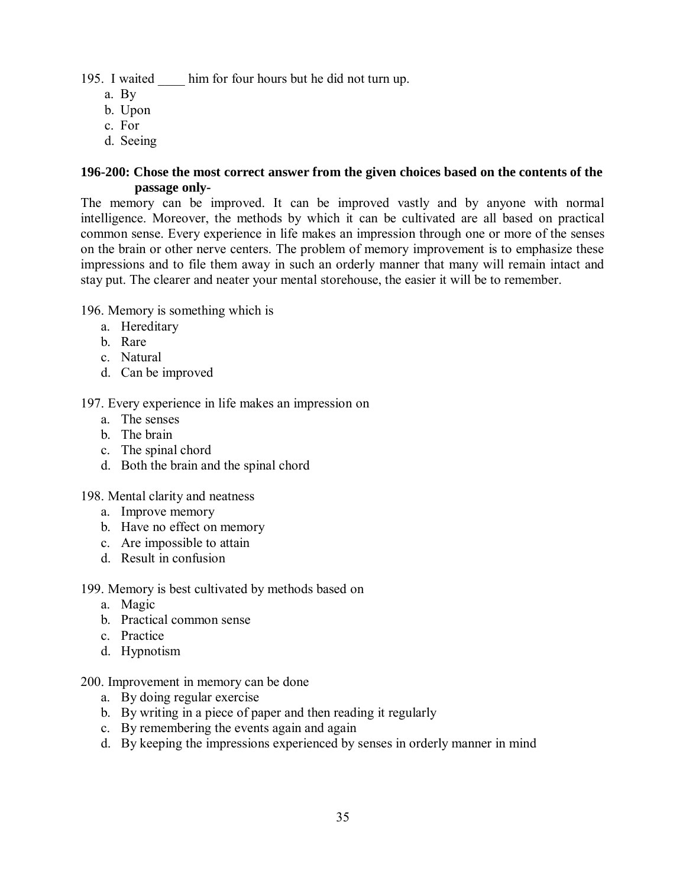195. I waited ____ him for four hours but he did not turn up.

a. By
b. Upon
c. For
d. Seeing

**196-200: Chose the most correct answer from the given choices based on the contents of the passage only-**

The memory can be improved. It can be improved vastly and by anyone with normal intelligence. Moreover, the methods by which it can be cultivated are all based on practical common sense. Every experience in life makes an impression through one or more of the senses on the brain or other nerve centers. The problem of memory improvement is to emphasize these impressions and to file them away in such an orderly manner that many will remain intact and stay put. The clearer and neater your mental storehouse, the easier it will be to remember.

196. Memory is something which is

a. Hereditary
b. Rare
c. Natural
d. Can be improved

197. Every experience in life makes an impression on

a. The senses
b. The brain
c. The spinal chord
d. Both the brain and the spinal chord

198. Mental clarity and neatness

a. Improve memory
b. Have no effect on memory
c. Are impossible to attain
d. Result in confusion

199. Memory is best cultivated by methods based on

a. Magic
b. Practical common sense
c. Practice
d. Hypnotism

200. Improvement in memory can be done

a. By doing regular exercise
b. By writing in a piece of paper and then reading it regularly
c. By remembering the events again and again
d. By keeping the impressions experienced by senses in orderly manner in mind